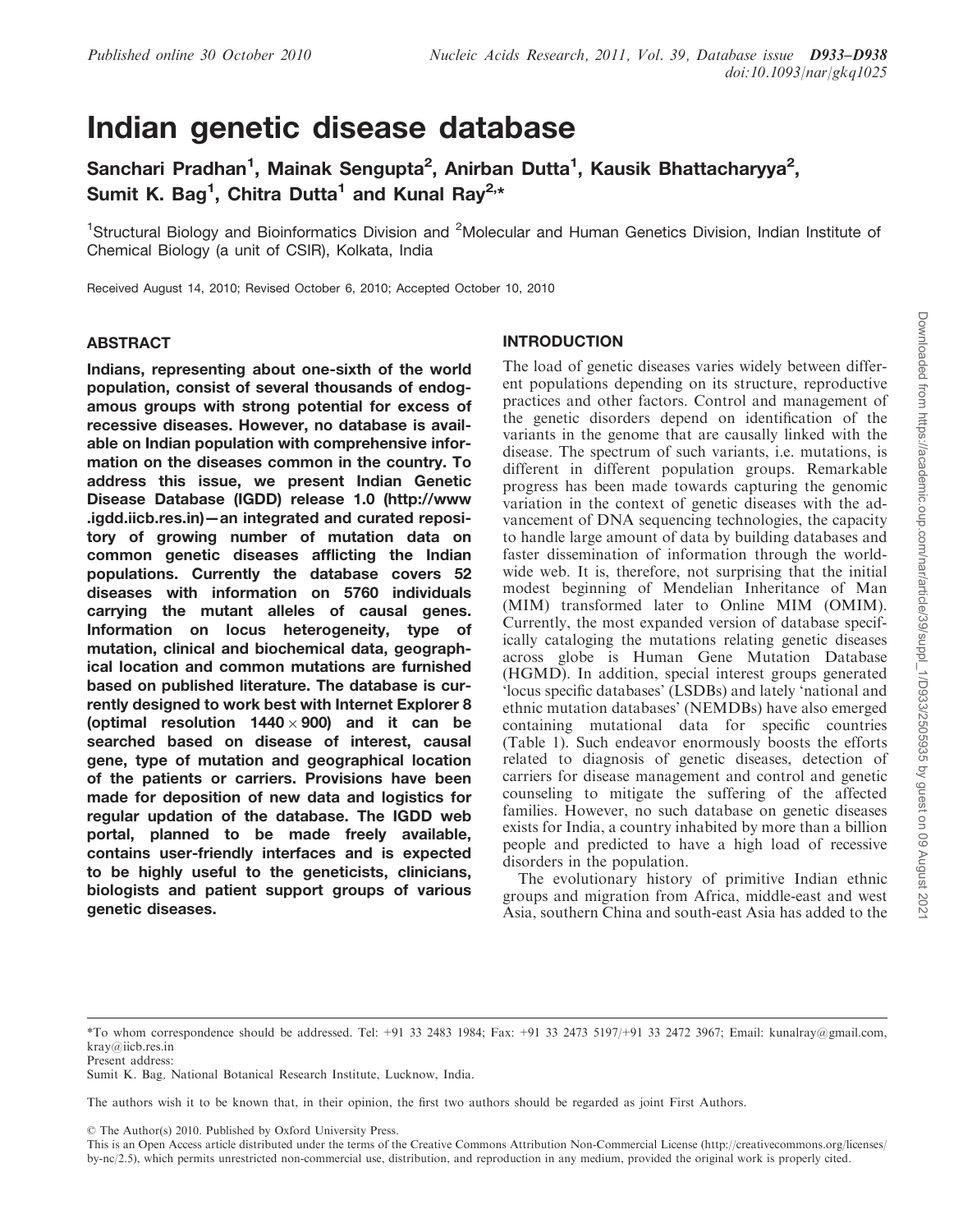# Indian genetic disease database

Sanchari Pradhan[1], Mainak Sengupta[2], Anirban Dutta[1], Kausik Bhattacharyya[2], Sumit K. Bag[1], Chitra Dutta[1] and Kunal Ray[2,*]

[1]Structural Biology and Bioinformatics Division and [2]Molecular and Human Genetics Division, Indian Institute of Chemical Biology (a unit of CSIR), Kolkata, India

Received August 14, 2010; Revised October 6, 2010; Accepted October 10, 2010

## ABSTRACT

**Indians, representing about one-sixth of the world population, consist of several thousands of endogamous groups with strong potential for excess of recessive diseases. However, no database is available on Indian population with comprehensive information on the diseases common in the country. To address this issue, we present Indian Genetic Disease Database (IGDD) release 1.0 (http://www.igdd.iicb.res.in)—an integrated and curated repository of growing number of mutation data on common genetic diseases afflicting the Indian populations. Currently the database covers 52 diseases with information on 5760 individuals carrying the mutant alleles of causal genes. Information on locus heterogeneity, type of mutation, clinical and biochemical data, geographical location and common mutations are furnished based on published literature. The database is currently designed to work best with Internet Explorer 8 (optimal resolution 1440 × 900) and it can be searched based on disease of interest, causal gene, type of mutation and geographical location of the patients or carriers. Provisions have been made for deposition of new data and logistics for regular updation of the database. The IGDD web portal, planned to be made freely available, contains user-friendly interfaces and is expected to be highly useful to the geneticists, clinicians, biologists and patient support groups of various genetic diseases.**

## INTRODUCTION

The load of genetic diseases varies widely between different populations depending on its structure, reproductive practices and other factors. Control and management of the genetic disorders depend on identification of the variants in the genome that are causally linked with the disease. The spectrum of such variants, i.e. mutations, is different in different population groups. Remarkable progress has been made towards capturing the genomic variation in the context of genetic diseases with the advancement of DNA sequencing technologies, the capacity to handle large amount of data by building databases and faster dissemination of information through the worldwide web. It is, therefore, not surprising that the initial modest beginning of Mendelian Inheritance of Man (MIM) transformed later to Online MIM (OMIM). Currently, the most expanded version of database specifically cataloging the mutations relating genetic diseases across globe is Human Gene Mutation Database (HGMD). In addition, special interest groups generated 'locus specific databases' (LSDBs) and lately 'national and ethnic mutation databases' (NEMDBs) have also emerged containing mutational data for specific countries (Table 1). Such endeavor enormously boosts the efforts related to diagnosis of genetic diseases, detection of carriers for disease management and control and genetic counseling to mitigate the suffering of the affected families. However, no such database on genetic diseases exists for India, a country inhabited by more than a billion people and predicted to have a high load of recessive disorders in the population.

The evolutionary history of primitive Indian ethnic groups and migration from Africa, middle-east and west Asia, southern China and south-east Asia has added to the

*To whom correspondence should be addressed. Tel: +91 33 2483 1984; Fax: +91 33 2473 5197/+91 33 2472 3967; Email: kunalray@gmail.com, kray@iicb.res.in
Present address:
Sumit K. Bag, National Botanical Research Institute, Lucknow, India.

The authors wish it to be known that, in their opinion, the first two authors should be regarded as joint First Authors.

© The Author(s) 2010. Published by Oxford University Press.
This is an Open Access article distributed under the terms of the Creative Commons Attribution Non-Commercial License (http://creativecommons.org/licenses/by-nc/2.5), which permits unrestricted non-commercial use, distribution, and reproduction in any medium, provided the original work is properly cited.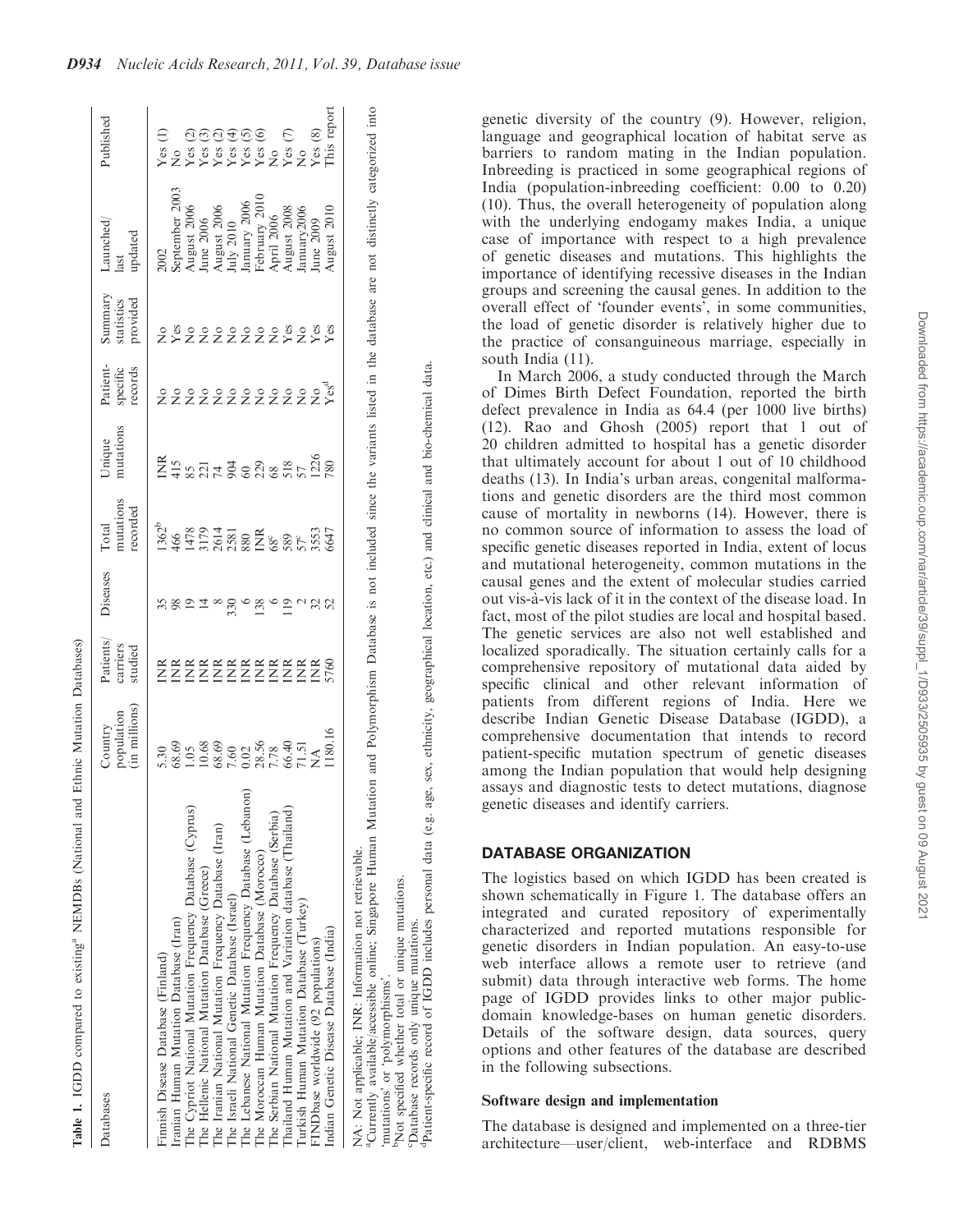**Table 1.** IGDD compared to existing[a] NEMDBs (National and Ethnic Mutation Databases)

| Databases | Country population (in millions) | Patients/carriers studied | Diseases | Total mutations recorded | Unique mutations | Patient-specific records | Summary statistics provided | Launched/last updated | Published |
|---|---|---|---|---|---|---|---|---|---|
| Finnish Disease Database (Finland) | 5.30 | INR | 35 | 1362[b] | INR | No | No | 2002 | Yes (1) |
| Iranian Human Mutation Database (Iran) | 68.69 | INR | 98 | 466 | 415 | No | Yes | September 2003 | No |
| The Cypriot National Mutation Frequency Database (Cyprus) | 1.05 | INR | 19 | 1478 | 85 | No | No | August 2006 | Yes (2) |
| The Hellenic National Mutation Database (Greece) | 10.68 | INR | 14 | 3179 | 221 | No | No | June 2006 | Yes (3) |
| The Iranian National Mutation Frequency Database (Iran) | 68.69 | INR | 8 | 2614 | 74 | No | No | August 2006 | Yes (2) |
| The Israeli National Genetic Database (Israel) | 7.60 | INR | 330 | 2581 | 904 | No | No | July 2010 | Yes (4) |
| The Lebanese National Mutation Frequency Database (Lebanon) | 0.02 | INR | 6 | 880 | 60 | No | No | January 2006 | Yes (5) |
| The Moroccan Human Mutation Database (Morocco) | 28.56 | INR | 138 | INR | 229 | No | No | February 2010 | Yes (6) |
| The Serbian National Mutation Frequency Database (Serbia) | 7.78 | INR | 6 | 68[c] | 68 | No | No | April 2006 | No |
| Thailand Human Mutation and Variation database (Thailand) | 66.40 | INR | 119 | 589 | 518 | No | Yes | August 2008 | Yes (7) |
| Turkish Human Mutation Database (Turkey) | 71.51 | INR | 2 | 57[c] | 57 | No | No | January 2006 | No |
| FINDbase worldwide (92 populations) | NA | INR | 32 | 3553 | 1226 | No | Yes | June 2009 | Yes (8) |
| Indian Genetic Disease Database (India) | 1180.16 | 5760 | 52 | 6647 | 780 | Yes[d] | Yes | August 2010 | This report |

NA: Not applicable; INR: Information not retrievable.

[a]Currently available/accessible online; Singapore Human Mutation and Polymorphism Database is not included since the variants listed in the database are not distinctly categorized into 'mutations' or 'polymorphisms'.

[b]Not specified whether total or unique mutations.

[c]Database records only unique mutations.

[d]Patient-specific record of IGDD includes personal data (e.g. age, sex, ethnicity, geographical location, etc.) and clinical and bio-chemical data.

genetic diversity of the country (9). However, religion, language and geographical location of habitat serve as barriers to random mating in the Indian population. Inbreeding is practiced in some geographical regions of India (population-inbreeding coefficient: 0.00 to 0.20) (10). Thus, the overall heterogeneity of population along with the underlying endogamy makes India, a unique case of importance with respect to a high prevalence of genetic diseases and mutations. This highlights the importance of identifying recessive diseases in the Indian groups and screening the causal genes. In addition to the overall effect of 'founder events', in some communities, the load of genetic disorder is relatively higher due to the practice of consanguineous marriage, especially in south India (11).

In March 2006, a study conducted through the March of Dimes Birth Defect Foundation, reported the birth defect prevalence in India as 64.4 (per 1000 live births) (12). Rao and Ghosh (2005) report that 1 out of 20 children admitted to hospital has a genetic disorder that ultimately account for about 1 out of 10 childhood deaths (13). In India's urban areas, congenital malformations and genetic disorders are the third most common cause of mortality in newborns (14). However, there is no common source of information to assess the load of specific genetic diseases reported in India, extent of locus and mutational heterogeneity, common mutations in the causal genes and the extent of molecular studies carried out vis-à-vis lack of it in the context of the disease load. In fact, most of the pilot studies are local and hospital based. The genetic services are also not well established and localized sporadically. The situation certainly calls for a comprehensive repository of mutational data aided by specific clinical and other relevant information of patients from different regions of India. Here we describe Indian Genetic Disease Database (IGDD), a comprehensive documentation that intends to record patient-specific mutation spectrum of genetic diseases among the Indian population that would help designing assays and diagnostic tests to detect mutations, diagnose genetic diseases and identify carriers.

## DATABASE ORGANIZATION

The logistics based on which IGDD has been created is shown schematically in Figure 1. The database offers an integrated and curated repository of experimentally characterized and reported mutations responsible for genetic disorders in Indian population. An easy-to-use web interface allows a remote user to retrieve (and submit) data through interactive web forms. The home page of IGDD provides links to other major public-domain knowledge-bases on human genetic disorders. Details of the software design, data sources, query options and other features of the database are described in the following subsections.

### Software design and implementation

The database is designed and implemented on a three-tier architecture—user/client, web-interface and RDBMS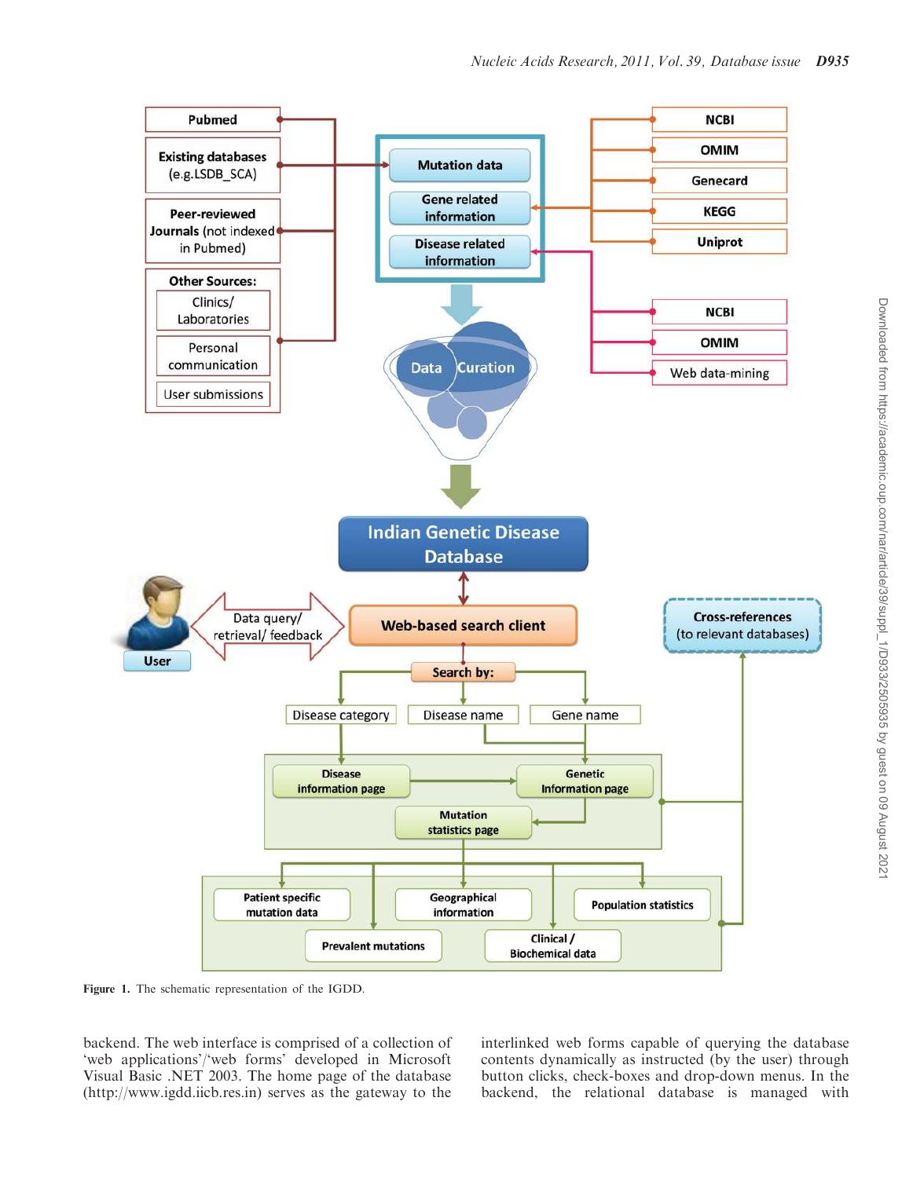Figure 1. The schematic representation of the IGDD.

backend. The web interface is comprised of a collection of 'web applications'/'web forms' developed in Microsoft Visual Basic .NET 2003. The home page of the database (http://www.igdd.iicb.res.in) serves as the gateway to the interlinked web forms capable of querying the database contents dynamically as instructed (by the user) through button clicks, check-boxes and drop-down menus. In the backend, the relational database is managed with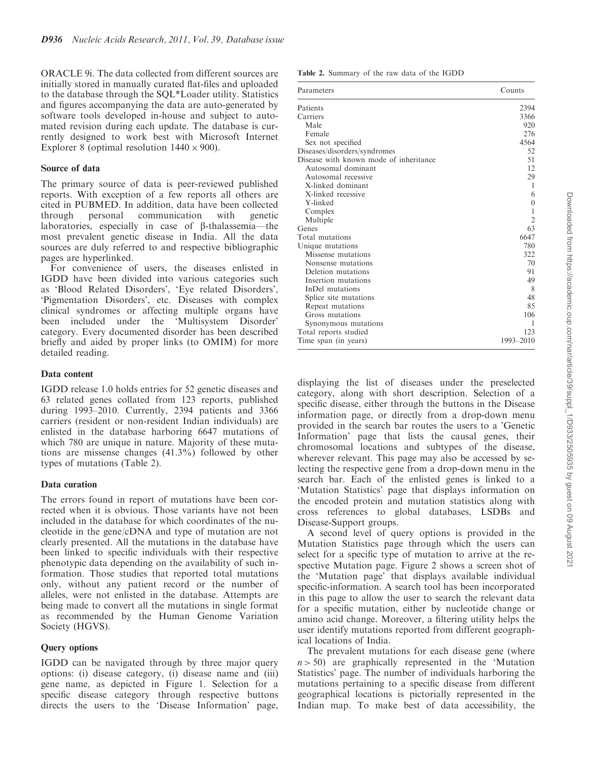ORACLE 9i. The data collected from different sources are initially stored in manually curated flat-files and uploaded to the database through the SQL*Loader utility. Statistics and figures accompanying the data are auto-generated by software tools developed in-house and subject to automated revision during each update. The database is currently designed to work best with Microsoft Internet Explorer 8 (optimal resolution $1440 \times 900$).

### Source of data

The primary source of data is peer-reviewed published reports. With exception of a few reports all others are cited in PUBMED. In addition, data have been collected through personal communication with genetic laboratories, especially in case of β-thalassemia—the most prevalent genetic disease in India. All the data sources are duly referred to and respective bibliographic pages are hyperlinked.

For convenience of users, the diseases enlisted in IGDD have been divided into various categories such as 'Blood Related Disorders', 'Eye related Disorders', 'Pigmentation Disorders', etc. Diseases with complex clinical syndromes or affecting multiple organs have been included under the 'Multisystem Disorder' category. Every documented disorder has been described briefly and aided by proper links (to OMIM) for more detailed reading.

### Data content

IGDD release 1.0 holds entries for 52 genetic diseases and 63 related genes collated from 123 reports, published during 1993–2010. Currently, 2394 patients and 3366 carriers (resident or non-resident Indian individuals) are enlisted in the database harboring 6647 mutations of which 780 are unique in nature. Majority of these mutations are missense changes (41.3%) followed by other types of mutations (Table 2).

### Data curation

The errors found in report of mutations have been corrected when it is obvious. Those variants have not been included in the database for which coordinates of the nucleotide in the gene/cDNA and type of mutation are not clearly presented. All the mutations in the database have been linked to specific individuals with their respective phenotypic data depending on the availability of such information. Those studies that reported total mutations only, without any patient record or the number of alleles, were not enlisted in the database. Attempts are being made to convert all the mutations in single format as recommended by the Human Genome Variation Society (HGVS).

### Query options

IGDD can be navigated through by three major query options: (i) disease category, (i) disease name and (iii) gene name, as depicted in Figure 1. Selection for a specific disease category through respective buttons directs the users to the 'Disease Information' page, displaying the list of diseases under the preselected category, along with short description. Selection of a specific disease, either through the buttons in the Disease information page, or directly from a drop-down menu provided in the search bar routes the users to a 'Genetic Information' page that lists the causal genes, their chromosomal locations and subtypes of the disease, wherever relevant. This page may also be accessed by selecting the respective gene from a drop-down menu in the search bar. Each of the enlisted genes is linked to a 'Mutation Statistics' page that displays information on the encoded protein and mutation statistics along with cross references to global databases, LSDBs and Disease-Support groups.

A second level of query options is provided in the Mutation Statistics page through which the users can select for a specific type of mutation to arrive at the respective Mutation page. Figure 2 shows a screen shot of the 'Mutation page' that displays available individual specific-information. A search tool has been incorporated in this page to allow the user to search the relevant data for a specific mutation, either by nucleotide change or amino acid change. Moreover, a filtering utility helps the user identify mutations reported from different geographical locations of India.

The prevalent mutations for each disease gene (where $n > 50$) are graphically represented in the 'Mutation Statistics' page. The number of individuals harboring the mutations pertaining to a specific disease from different geographical locations is pictorially represented in the Indian map. To make best of data accessibility, the

**Table 2.** Summary of the raw data of the IGDD

| Parameters | Counts |
|---|---|
| Patients | 2394 |
| Carriers | 3366 |
| Male | 920 |
| Female | 276 |
| Sex not specified | 4564 |
| Diseases/disorders/syndromes | 52 |
| Disease with known mode of inheritance | 51 |
| Autosomal dominant | 12 |
| Autosomal recessive | 29 |
| X-linked dominant | 1 |
| X-linked recessive | 6 |
| Y-linked | 0 |
| Complex | 1 |
| Multiple | 2 |
| Genes | 63 |
| Total mutations | 6647 |
| Unique mutations | 780 |
| Missense mutations | 322 |
| Nonsense mutations | 70 |
| Deletion mutations | 91 |
| Insertion mutations | 49 |
| InDel mutations | 8 |
| Splice site mutations | 48 |
| Repeat mutations | 85 |
| Gross mutations | 106 |
| Synonymous mutations | 1 |
| Total reports studied | 123 |
| Time span (in years) | 1993–2010 |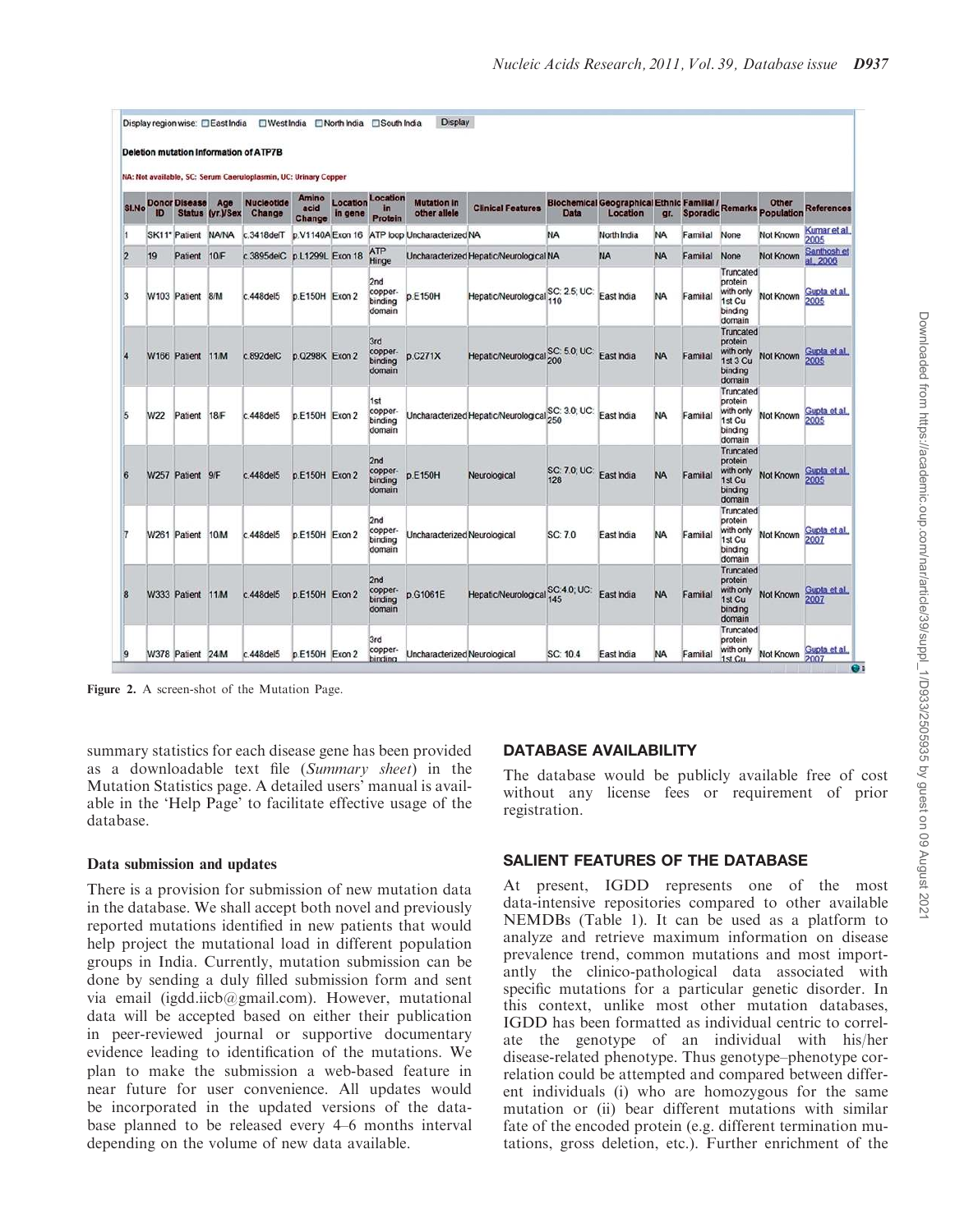Display region wise: ☐ East India ☐ West India ☐ North India ☐ South India Display

**Deletion mutation Information of ATP7B**

NA: Not available, SC: Serum Caeruloplasmin, UC: Urinary Copper

| Sl.No | Donor ID | Disease Status | Age (yr.)/Sex | Nucleotide Change | Amino acid Change | Location in gene | Location in Protein | Mutation in other allele | Clinical Features | Biochemical Data | Geographical Location | Ethnic gr. | Familial / Sporadic | Remarks | Other Population | References |
|---|---|---|---|---|---|---|---|---|---|---|---|---|---|---|---|---|
| 1 | SK11* | Patient | NA/NA | c.3418delT | p.V1140A | Exon 16 | ATP loop | Uncharacterized | NA | NA | North India | NA | Familial | None | Not Known | Kumar et al. 2005 |
| 2 | 19 | Patient | 10/F | c.3895delC | p.L1299L | Exon 18 | ATP Hinge | Uncharacterized | Hepatic/Neurological | NA | NA | NA | Familial | None | Not Known | Santhosh et al. 2006 |
| 3 | W103 | Patient | 8/M | c.448del5 | p.E150H | Exon 2 | 2nd copper-binding domain | p.E150H | Hepatic/Neurological | SC: 2.5; UC: 110 | East India | NA | Familial | Truncated protein with only 1st Cu binding domain | Not Known | Gupta et al. 2005 |
| 4 | W166 | Patient | 11/M | c.892delC | p.Q298K | Exon 2 | 3rd copper-binding domain | p.C271X | Hepatic/Neurological | SC: 5.0; UC: 200 | East India | NA | Familial | Truncated protein with only 1st 3 Cu binding domain | Not Known | Gupta et al. 2005 |
| 5 | W22 | Patient | 18/F | c.448del5 | p.E150H | Exon 2 | 1st copper-binding domain | Uncharacterized | Hepatic/Neurological | SC: 3.0; UC: 250 | East India | NA | Familial | Truncated protein with only 1st Cu binding domain | Not Known | Gupta et al. 2005 |
| 6 | W257 | Patient | 9/F | c.448del5 | p.E150H | Exon 2 | 2nd copper-binding domain | p.E150H | Neurological | SC: 7.0; UC: 128 | East India | NA | Familial | Truncated protein with only 1st Cu binding domain | Not Known | Gupta et al. 2005 |
| 7 | W261 | Patient | 10/M | c.448del5 | p.E150H | Exon 2 | 2nd copper-binding domain | Uncharacterized | Neurological | SC: 7.0 | East India | NA | Familial | Truncated protein with only 1st Cu binding domain | Not Known | Gupta et al. 2007 |
| 8 | W333 | Patient | 11/M | c.448del5 | p.E150H | Exon 2 | 2nd copper-binding domain | p.G1061E | Hepatic/Neurological | SC:4.0; UC: 145 | East India | NA | Familial | Truncated protein with only 1st Cu binding domain | Not Known | Gupta et al. 2007 |
| 9 | W378 | Patient | 24/M | c.448del5 | p.E150H | Exon 2 | 3rd copper-binding | Uncharacterized | Neurological | SC: 10.4 | East India | NA | Familial | Truncated protein with only 1st Cu | Not Known | Gupta et al. 2007 |

Figure 2. A screen-shot of the Mutation Page.

summary statistics for each disease gene has been provided as a downloadable text file (*Summary sheet*) in the Mutation Statistics page. A detailed users' manual is available in the 'Help Page' to facilitate effective usage of the database.

### Data submission and updates

There is a provision for submission of new mutation data in the database. We shall accept both novel and previously reported mutations identified in new patients that would help project the mutational load in different population groups in India. Currently, mutation submission can be done by sending a duly filled submission form and sent via email (igdd.iicb@gmail.com). However, mutational data will be accepted based on either their publication in peer-reviewed journal or supportive documentary evidence leading to identification of the mutations. We plan to make the submission a web-based feature in near future for user convenience. All updates would be incorporated in the updated versions of the database planned to be released every 4–6 months interval depending on the volume of new data available.

## DATABASE AVAILABILITY

The database would be publicly available free of cost without any license fees or requirement of prior registration.

## SALIENT FEATURES OF THE DATABASE

At present, IGDD represents one of the most data-intensive repositories compared to other available NEMDBs (Table 1). It can be used as a platform to analyze and retrieve maximum information on disease prevalence trend, common mutations and most importantly the clinico-pathological data associated with specific mutations for a particular genetic disorder. In this context, unlike most other mutation databases, IGDD has been formatted as individual centric to correlate the genotype of an individual with his/her disease-related phenotype. Thus genotype–phenotype correlation could be attempted and compared between different individuals (i) who are homozygous for the same mutation or (ii) bear different mutations with similar fate of the encoded protein (e.g. different termination mutations, gross deletion, etc.). Further enrichment of the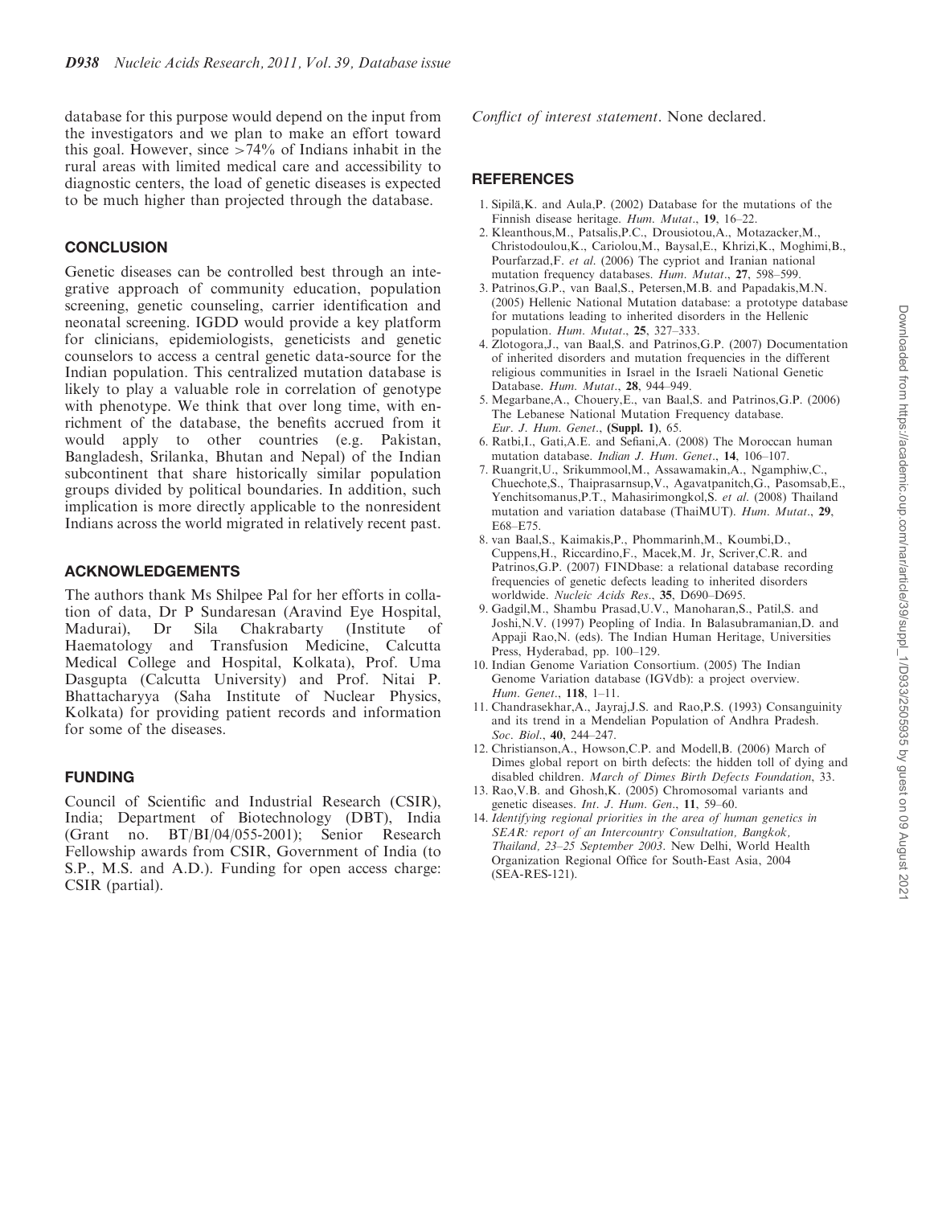database for this purpose would depend on the input from the investigators and we plan to make an effort toward this goal. However, since >74% of Indians inhabit in the rural areas with limited medical care and accessibility to diagnostic centers, the load of genetic diseases is expected to be much higher than projected through the database.

## CONCLUSION

Genetic diseases can be controlled best through an integrative approach of community education, population screening, genetic counseling, carrier identification and neonatal screening. IGDD would provide a key platform for clinicians, epidemiologists, geneticists and genetic counselors to access a central genetic data-source for the Indian population. This centralized mutation database is likely to play a valuable role in correlation of genotype with phenotype. We think that over long time, with enrichment of the database, the benefits accrued from it would apply to other countries (e.g. Pakistan, Bangladesh, Srilanka, Bhutan and Nepal) of the Indian subcontinent that share historically similar population groups divided by political boundaries. In addition, such implication is more directly applicable to the nonresident Indians across the world migrated in relatively recent past.

## ACKNOWLEDGEMENTS

The authors thank Ms Shilpee Pal for her efforts in collation of data, Dr P Sundaresan (Aravind Eye Hospital, Madurai), Dr Sila Chakrabarty (Institute of Haematology and Transfusion Medicine, Calcutta Medical College and Hospital, Kolkata), Prof. Uma Dasgupta (Calcutta University) and Prof. Nitai P. Bhattacharyya (Saha Institute of Nuclear Physics, Kolkata) for providing patient records and information for some of the diseases.

## FUNDING

Council of Scientific and Industrial Research (CSIR), India; Department of Biotechnology (DBT), India (Grant no. BT/BI/04/055-2001); Senior Research Fellowship awards from CSIR, Government of India (to S.P., M.S. and A.D.). Funding for open access charge: CSIR (partial).

*Conflict of interest statement*. None declared.

## REFERENCES

1. Sipilä,K. and Aula,P. (2002) Database for the mutations of the Finnish disease heritage. *Hum. Mutat.*, **19**, 16–22.
2. Kleanthous,M., Patsalis,P.C., Drousiotou,A., Motazacker,M., Christodoulou,K., Cariolou,M., Baysal,E., Khrizi,K., Moghimi,B., Pourfarzad,F. *et al.* (2006) The cypriot and Iranian national mutation frequency databases. *Hum. Mutat.*, **27**, 598–599.
3. Patrinos,G.P., van Baal,S., Petersen,M.B. and Papadakis,M.N. (2005) Hellenic National Mutation database: a prototype database for mutations leading to inherited disorders in the Hellenic population. *Hum. Mutat.*, **25**, 327–333.
4. Zlotogora,J., van Baal,S. and Patrinos,G.P. (2007) Documentation of inherited disorders and mutation frequencies in the different religious communities in Israel in the Israeli National Genetic Database. *Hum. Mutat.*, **28**, 944–949.
5. Megarbane,A., Chouery,E., van Baal,S. and Patrinos,G.P. (2006) The Lebanese National Mutation Frequency database. *Eur. J. Hum. Genet.*, **(Suppl. 1)**, 65.
6. Ratbi,I., Gati,A.E. and Sefiani,A. (2008) The Moroccan human mutation database. *Indian J. Hum. Genet.*, **14**, 106–107.
7. Ruangrit,U., Srikummool,M., Assawamakin,A., Ngamphiw,C., Chuechote,S., Thaiprasarnsup,V., Agavatpanitch,G., Pasomsab,E., Yenchitsomanus,P.T., Mahasirimongkol,S. *et al.* (2008) Thailand mutation and variation database (ThaiMUT). *Hum. Mutat.*, **29**, E68–E75.
8. van Baal,S., Kaimakis,P., Phommarinh,M., Koumbi,D., Cuppens,H., Riccardino,F., Macek,M. Jr, Scriver,C.R. and Patrinos,G.P. (2007) FINDbase: a relational database recording frequencies of genetic defects leading to inherited disorders worldwide. *Nucleic Acids Res.*, **35**, D690–D695.
9. Gadgil,M., Shambu Prasad,U.V., Manoharan,S., Patil,S. and Joshi,N.V. (1997) Peopling of India. In Balasubramanian,D. and Appaji Rao,N. (eds). The Indian Human Heritage, Universities Press, Hyderabad, pp. 100–129.
10. Indian Genome Variation Consortium. (2005) The Indian Genome Variation database (IGVdb): a project overview. *Hum. Genet.*, **118**, 1–11.
11. Chandrasekhar,A., Jayraj,J.S. and Rao,P.S. (1993) Consanguinity and its trend in a Mendelian Population of Andhra Pradesh. *Soc. Biol.*, **40**, 244–247.
12. Christianson,A., Howson,C.P. and Modell,B. (2006) March of Dimes global report on birth defects: the hidden toll of dying and disabled children. *March of Dimes Birth Defects Foundation*, 33.
13. Rao,V.B. and Ghosh,K. (2005) Chromosomal variants and genetic diseases. *Int. J. Hum. Gen.*, **11**, 59–60.
14. *Identifying regional priorities in the area of human genetics in SEAR: report of an Intercountry Consultation, Bangkok, Thailand, 23–25 September 2003*. New Delhi, World Health Organization Regional Office for South-East Asia, 2004 (SEA-RES-121).